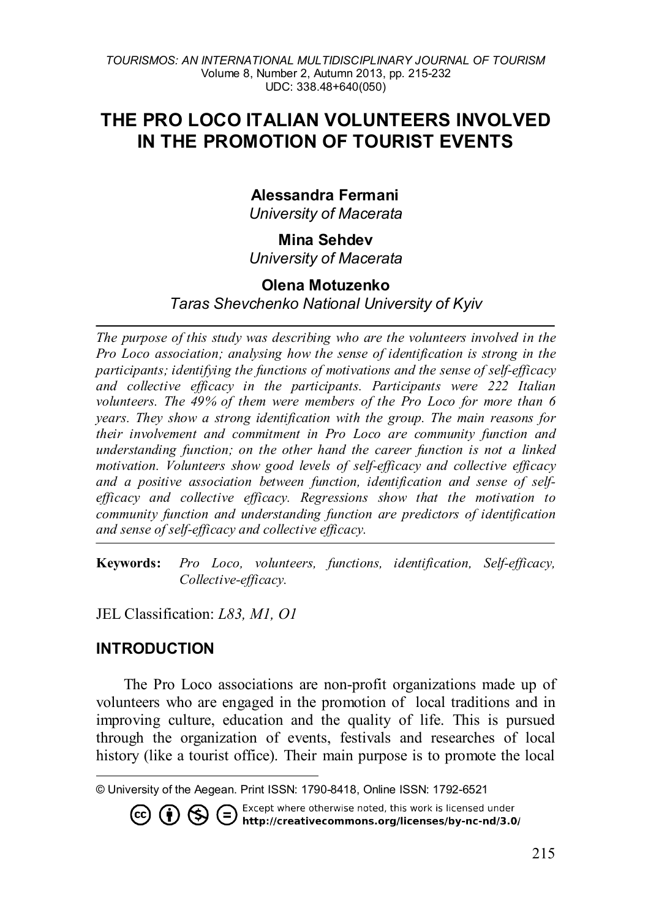# THE PRO LOCO ITALIAN VOLUNTEERS INVOLVED IN THE PROMOTION OF TOURIST EVENTS

**Alessandra Fermani**
*University of Macerata*

**Mina Sehdev**
*University of Macerata*

**Olena Motuzenko**
*Taras Shevchenko National University of Kyiv*

*The purpose of this study was describing who are the volunteers involved in the Pro Loco association; analysing how the sense of identification is strong in the participants; identifying the functions of motivations and the sense of self-efficacy and collective efficacy in the participants. Participants were 222 Italian volunteers. The 49% of them were members of the Pro Loco for more than 6 years. They show a strong identification with the group. The main reasons for their involvement and commitment in Pro Loco are community function and understanding function; on the other hand the career function is not a linked motivation. Volunteers show good levels of self-efficacy and collective efficacy and a positive association between function, identification and sense of self-efficacy and collective efficacy. Regressions show that the motivation to community function and understanding function are predictors of identification and sense of self-efficacy and collective efficacy.*

**Keywords:** *Pro Loco, volunteers, functions, identification, Self-efficacy, Collective-efficacy.*

JEL Classification: *L83, M1, O1*

## INTRODUCTION

The Pro Loco associations are non-profit organizations made up of volunteers who are engaged in the promotion of local traditions and in improving culture, education and the quality of life. This is pursued through the organization of events, festivals and researches of local history (like a tourist office). Their main purpose is to promote the local

---

© University of the Aegean. Print ISSN: 1790-8418, Online ISSN: 1792-6521

Except where otherwise noted, this work is licensed under **http://creativecommons.org/licenses/by-nc-nd/3.0/**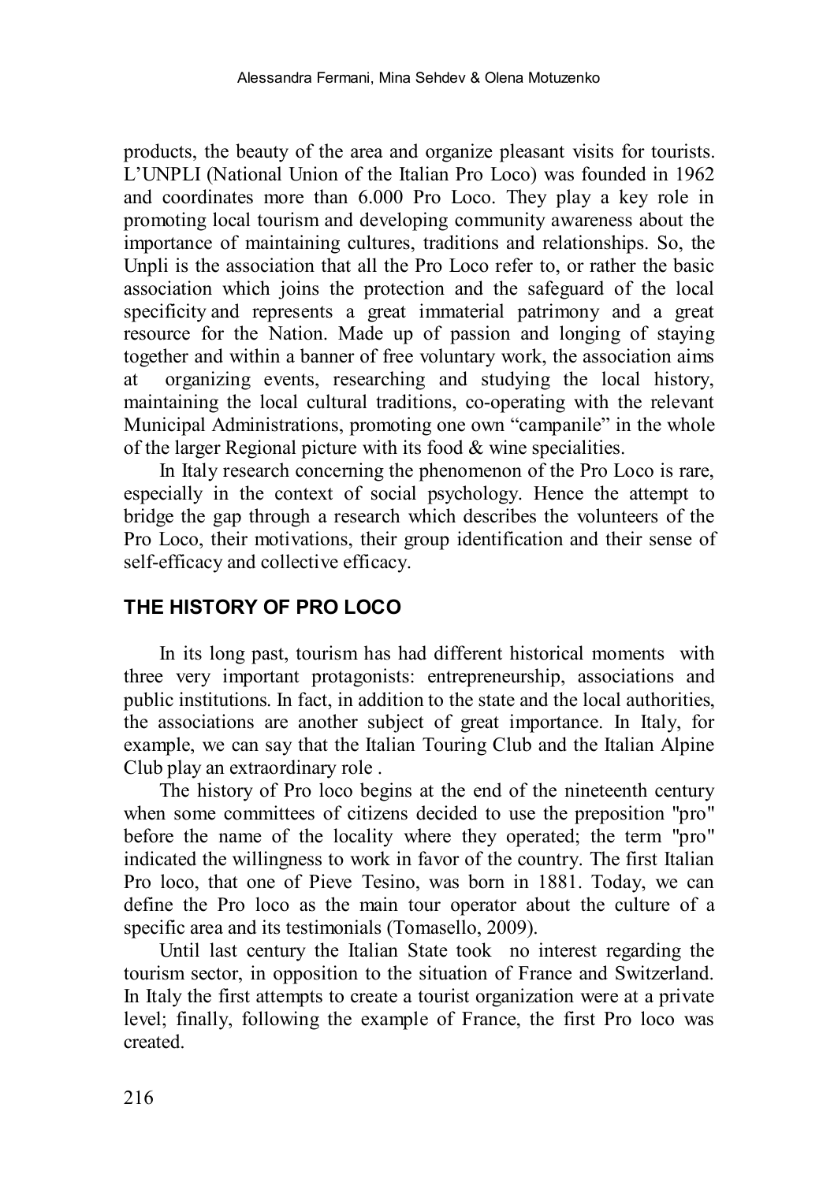products, the beauty of the area and organize pleasant visits for tourists. L'UNPLI (National Union of the Italian Pro Loco) was founded in 1962 and coordinates more than 6.000 Pro Loco. They play a key role in promoting local tourism and developing community awareness about the importance of maintaining cultures, traditions and relationships. So, the Unpli is the association that all the Pro Loco refer to, or rather the basic association which joins the protection and the safeguard of the local specificity and represents a great immaterial patrimony and a great resource for the Nation. Made up of passion and longing of staying together and within a banner of free voluntary work, the association aims at organizing events, researching and studying the local history, maintaining the local cultural traditions, co-operating with the relevant Municipal Administrations, promoting one own "campanile" in the whole of the larger Regional picture with its food & wine specialities.

In Italy research concerning the phenomenon of the Pro Loco is rare, especially in the context of social psychology. Hence the attempt to bridge the gap through a research which describes the volunteers of the Pro Loco, their motivations, their group identification and their sense of self-efficacy and collective efficacy.

## THE HISTORY OF PRO LOCO

In its long past, tourism has had different historical moments with three very important protagonists: entrepreneurship, associations and public institutions. In fact, in addition to the state and the local authorities, the associations are another subject of great importance. In Italy, for example, we can say that the Italian Touring Club and the Italian Alpine Club play an extraordinary role .

The history of Pro loco begins at the end of the nineteenth century when some committees of citizens decided to use the preposition "pro" before the name of the locality where they operated; the term "pro" indicated the willingness to work in favor of the country. The first Italian Pro loco, that one of Pieve Tesino, was born in 1881. Today, we can define the Pro loco as the main tour operator about the culture of a specific area and its testimonials (Tomasello, 2009).

Until last century the Italian State took no interest regarding the tourism sector, in opposition to the situation of France and Switzerland. In Italy the first attempts to create a tourist organization were at a private level; finally, following the example of France, the first Pro loco was created.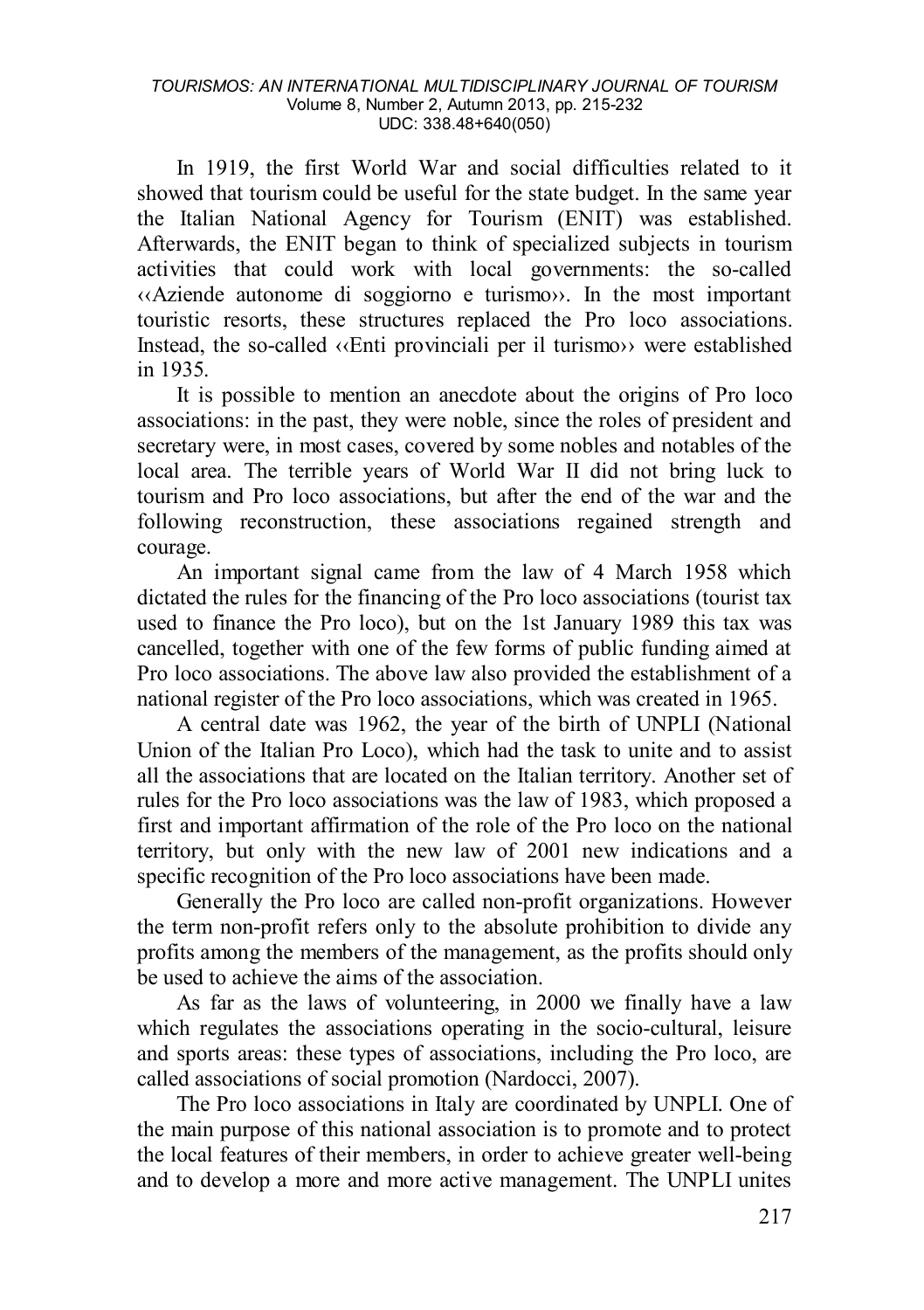In 1919, the first World War and social difficulties related to it showed that tourism could be useful for the state budget. In the same year the Italian National Agency for Tourism (ENIT) was established. Afterwards, the ENIT began to think of specialized subjects in tourism activities that could work with local governments: the so-called ‹‹Aziende autonome di soggiorno e turismo››. In the most important touristic resorts, these structures replaced the Pro loco associations. Instead, the so-called ‹‹Enti provinciali per il turismo›› were established in 1935.

It is possible to mention an anecdote about the origins of Pro loco associations: in the past, they were noble, since the roles of president and secretary were, in most cases, covered by some nobles and notables of the local area. The terrible years of World War II did not bring luck to tourism and Pro loco associations, but after the end of the war and the following reconstruction, these associations regained strength and courage.

An important signal came from the law of 4 March 1958 which dictated the rules for the financing of the Pro loco associations (tourist tax used to finance the Pro loco), but on the 1st January 1989 this tax was cancelled, together with one of the few forms of public funding aimed at Pro loco associations. The above law also provided the establishment of a national register of the Pro loco associations, which was created in 1965.

A central date was 1962, the year of the birth of UNPLI (National Union of the Italian Pro Loco), which had the task to unite and to assist all the associations that are located on the Italian territory. Another set of rules for the Pro loco associations was the law of 1983, which proposed a first and important affirmation of the role of the Pro loco on the national territory, but only with the new law of 2001 new indications and a specific recognition of the Pro loco associations have been made.

Generally the Pro loco are called non-profit organizations. However the term non-profit refers only to the absolute prohibition to divide any profits among the members of the management, as the profits should only be used to achieve the aims of the association.

As far as the laws of volunteering, in 2000 we finally have a law which regulates the associations operating in the socio-cultural, leisure and sports areas: these types of associations, including the Pro loco, are called associations of social promotion (Nardocci, 2007).

The Pro loco associations in Italy are coordinated by UNPLI. One of the main purpose of this national association is to promote and to protect the local features of their members, in order to achieve greater well-being and to develop a more and more active management. The UNPLI unites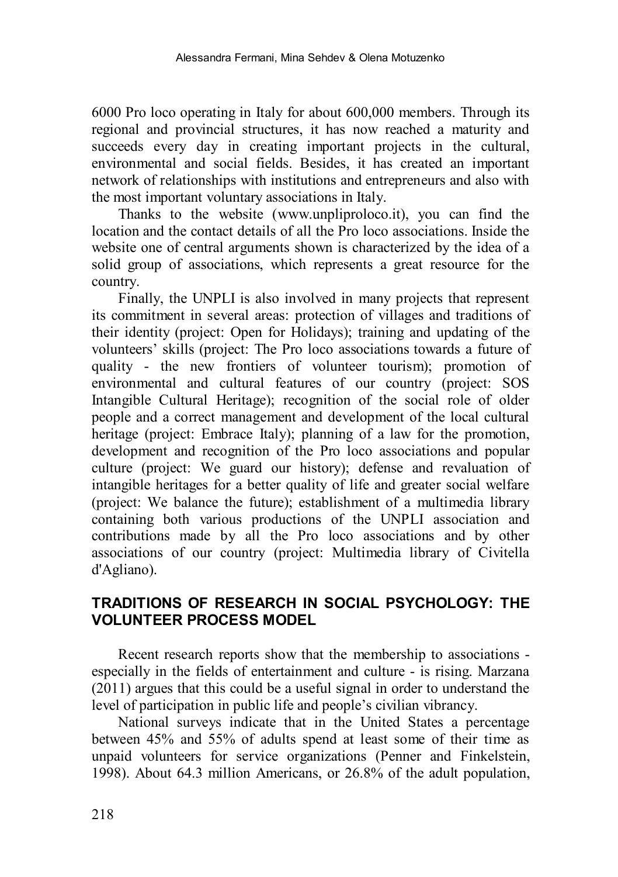6000 Pro loco operating in Italy for about 600,000 members. Through its regional and provincial structures, it has now reached a maturity and succeeds every day in creating important projects in the cultural, environmental and social fields. Besides, it has created an important network of relationships with institutions and entrepreneurs and also with the most important voluntary associations in Italy.

Thanks to the website (www.unpliproloco.it), you can find the location and the contact details of all the Pro loco associations. Inside the website one of central arguments shown is characterized by the idea of a solid group of associations, which represents a great resource for the country.

Finally, the UNPLI is also involved in many projects that represent its commitment in several areas: protection of villages and traditions of their identity (project: Open for Holidays); training and updating of the volunteers' skills (project: The Pro loco associations towards a future of quality - the new frontiers of volunteer tourism); promotion of environmental and cultural features of our country (project: SOS Intangible Cultural Heritage); recognition of the social role of older people and a correct management and development of the local cultural heritage (project: Embrace Italy); planning of a law for the promotion, development and recognition of the Pro loco associations and popular culture (project: We guard our history); defense and revaluation of intangible heritages for a better quality of life and greater social welfare (project: We balance the future); establishment of a multimedia library containing both various productions of the UNPLI association and contributions made by all the Pro loco associations and by other associations of our country (project: Multimedia library of Civitella d'Agliano).

## TRADITIONS OF RESEARCH IN SOCIAL PSYCHOLOGY: THE VOLUNTEER PROCESS MODEL

Recent research reports show that the membership to associations - especially in the fields of entertainment and culture - is rising. Marzana (2011) argues that this could be a useful signal in order to understand the level of participation in public life and people's civilian vibrancy.

National surveys indicate that in the United States a percentage between 45% and 55% of adults spend at least some of their time as unpaid volunteers for service organizations (Penner and Finkelstein, 1998). About 64.3 million Americans, or 26.8% of the adult population,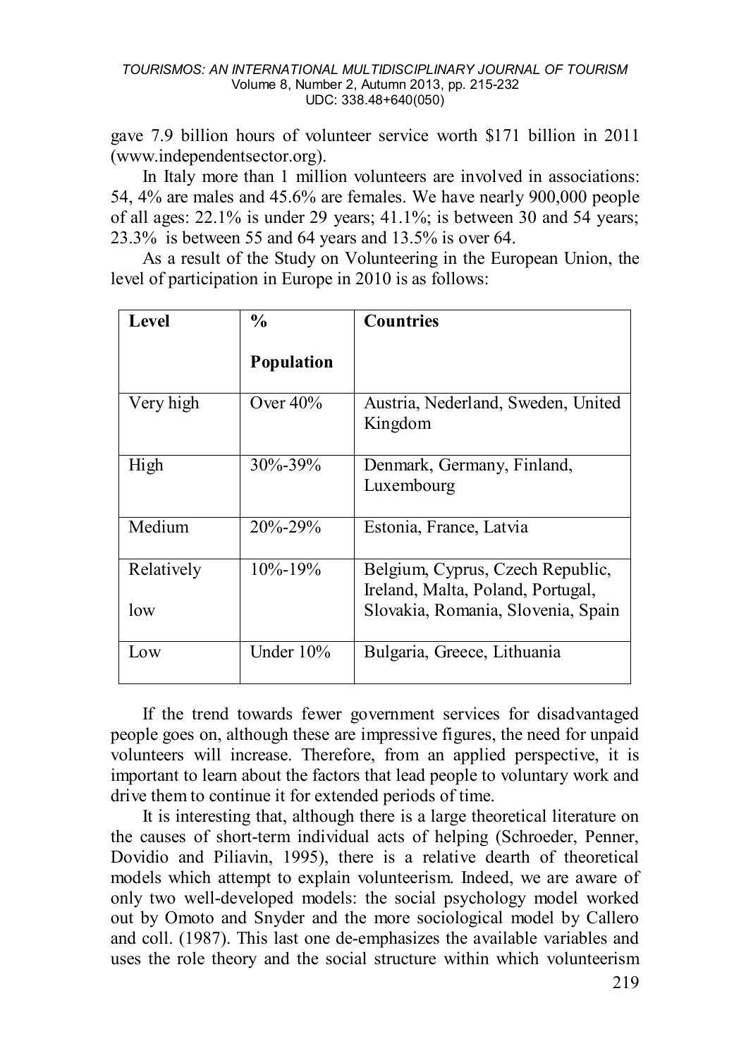gave 7.9 billion hours of volunteer service worth $171 billion in 2011 (www.independentsector.org).

In Italy more than 1 million volunteers are involved in associations: 54, 4% are males and 45.6% are females. We have nearly 900,000 people of all ages: 22.1% is under 29 years; 41.1%; is between 30 and 54 years; 23.3% is between 55 and 64 years and 13.5% is over 64.

As a result of the Study on Volunteering in the European Union, the level of participation in Europe in 2010 is as follows:

| **Level** | **% Population** | **Countries** |
|---|---|---|
| Very high | Over 40% | Austria, Nederland, Sweden, United Kingdom |
| High | 30%-39% | Denmark, Germany, Finland, Luxembourg |
| Medium | 20%-29% | Estonia, France, Latvia |
| Relatively low | 10%-19% | Belgium, Cyprus, Czech Republic, Ireland, Malta, Poland, Portugal, Slovakia, Romania, Slovenia, Spain |
| Low | Under 10% | Bulgaria, Greece, Lithuania |

If the trend towards fewer government services for disadvantaged people goes on, although these are impressive figures, the need for unpaid volunteers will increase. Therefore, from an applied perspective, it is important to learn about the factors that lead people to voluntary work and drive them to continue it for extended periods of time.

It is interesting that, although there is a large theoretical literature on the causes of short-term individual acts of helping (Schroeder, Penner, Dovidio and Piliavin, 1995), there is a relative dearth of theoretical models which attempt to explain volunteerism. Indeed, we are aware of only two well-developed models: the social psychology model worked out by Omoto and Snyder and the more sociological model by Callero and coll. (1987). This last one de-emphasizes the available variables and uses the role theory and the social structure within which volunteerism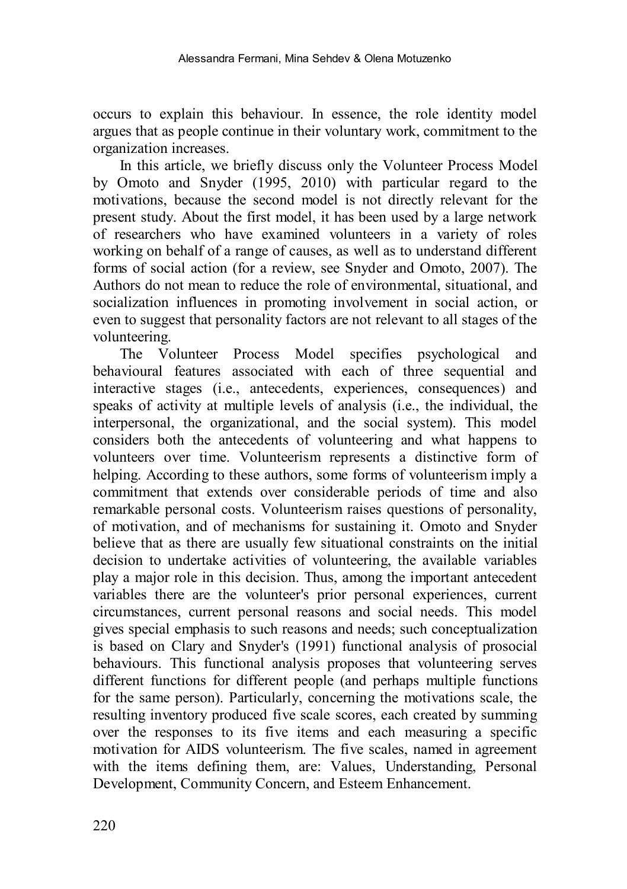occurs to explain this behaviour. In essence, the role identity model argues that as people continue in their voluntary work, commitment to the organization increases.

In this article, we briefly discuss only the Volunteer Process Model by Omoto and Snyder (1995, 2010) with particular regard to the motivations, because the second model is not directly relevant for the present study. About the first model, it has been used by a large network of researchers who have examined volunteers in a variety of roles working on behalf of a range of causes, as well as to understand different forms of social action (for a review, see Snyder and Omoto, 2007). The Authors do not mean to reduce the role of environmental, situational, and socialization influences in promoting involvement in social action, or even to suggest that personality factors are not relevant to all stages of the volunteering.

The Volunteer Process Model specifies psychological and behavioural features associated with each of three sequential and interactive stages (i.e., antecedents, experiences, consequences) and speaks of activity at multiple levels of analysis (i.e., the individual, the interpersonal, the organizational, and the social system). This model considers both the antecedents of volunteering and what happens to volunteers over time. Volunteerism represents a distinctive form of helping. According to these authors, some forms of volunteerism imply a commitment that extends over considerable periods of time and also remarkable personal costs. Volunteerism raises questions of personality, of motivation, and of mechanisms for sustaining it. Omoto and Snyder believe that as there are usually few situational constraints on the initial decision to undertake activities of volunteering, the available variables play a major role in this decision. Thus, among the important antecedent variables there are the volunteer's prior personal experiences, current circumstances, current personal reasons and social needs. This model gives special emphasis to such reasons and needs; such conceptualization is based on Clary and Snyder's (1991) functional analysis of prosocial behaviours. This functional analysis proposes that volunteering serves different functions for different people (and perhaps multiple functions for the same person). Particularly, concerning the motivations scale, the resulting inventory produced five scale scores, each created by summing over the responses to its five items and each measuring a specific motivation for AIDS volunteerism. The five scales, named in agreement with the items defining them, are: Values, Understanding, Personal Development, Community Concern, and Esteem Enhancement.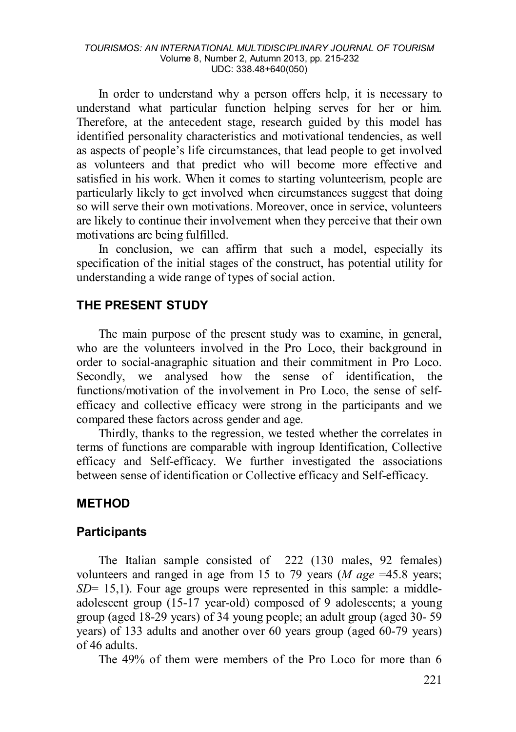In order to understand why a person offers help, it is necessary to understand what particular function helping serves for her or him. Therefore, at the antecedent stage, research guided by this model has identified personality characteristics and motivational tendencies, as well as aspects of people's life circumstances, that lead people to get involved as volunteers and that predict who will become more effective and satisfied in his work. When it comes to starting volunteerism, people are particularly likely to get involved when circumstances suggest that doing so will serve their own motivations. Moreover, once in service, volunteers are likely to continue their involvement when they perceive that their own motivations are being fulfilled.

In conclusion, we can affirm that such a model, especially its specification of the initial stages of the construct, has potential utility for understanding a wide range of types of social action.

## THE PRESENT STUDY

The main purpose of the present study was to examine, in general, who are the volunteers involved in the Pro Loco, their background in order to social-anagraphic situation and their commitment in Pro Loco. Secondly, we analysed how the sense of identification, the functions/motivation of the involvement in Pro Loco, the sense of self-efficacy and collective efficacy were strong in the participants and we compared these factors across gender and age.

Thirdly, thanks to the regression, we tested whether the correlates in terms of functions are comparable with ingroup Identification, Collective efficacy and Self-efficacy. We further investigated the associations between sense of identification or Collective efficacy and Self-efficacy.

## METHOD

### Participants

The Italian sample consisted of 222 (130 males, 92 females) volunteers and ranged in age from 15 to 79 years (*M age* =45.8 years; *SD*= 15,1). Four age groups were represented in this sample: a middle-adolescent group (15-17 year-old) composed of 9 adolescents; a young group (aged 18-29 years) of 34 young people; an adult group (aged 30- 59 years) of 133 adults and another over 60 years group (aged 60-79 years) of 46 adults.

The 49% of them were members of the Pro Loco for more than 6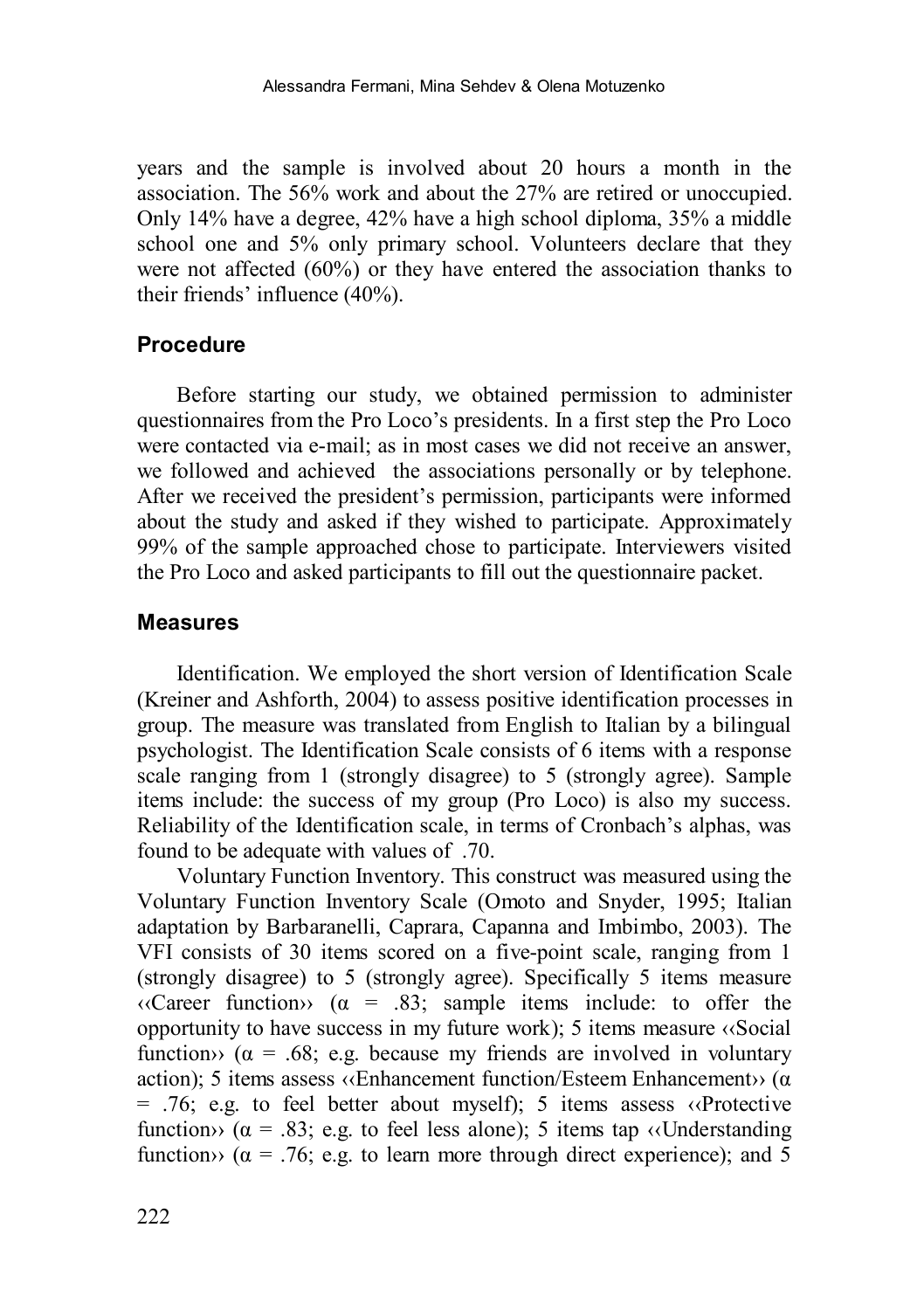years and the sample is involved about 20 hours a month in the association. The 56% work and about the 27% are retired or unoccupied. Only 14% have a degree, 42% have a high school diploma, 35% a middle school one and 5% only primary school. Volunteers declare that they were not affected (60%) or they have entered the association thanks to their friends' influence (40%).

## Procedure

Before starting our study, we obtained permission to administer questionnaires from the Pro Loco's presidents. In a first step the Pro Loco were contacted via e-mail; as in most cases we did not receive an answer, we followed and achieved the associations personally or by telephone. After we received the president's permission, participants were informed about the study and asked if they wished to participate. Approximately 99% of the sample approached chose to participate. Interviewers visited the Pro Loco and asked participants to fill out the questionnaire packet.

## Measures

Identification. We employed the short version of Identification Scale (Kreiner and Ashforth, 2004) to assess positive identification processes in group. The measure was translated from English to Italian by a bilingual psychologist. The Identification Scale consists of 6 items with a response scale ranging from 1 (strongly disagree) to 5 (strongly agree). Sample items include: the success of my group (Pro Loco) is also my success. Reliability of the Identification scale, in terms of Cronbach's alphas, was found to be adequate with values of .70.

Voluntary Function Inventory. This construct was measured using the Voluntary Function Inventory Scale (Omoto and Snyder, 1995; Italian adaptation by Barbaranelli, Caprara, Capanna and Imbimbo, 2003). The VFI consists of 30 items scored on a five-point scale, ranging from 1 (strongly disagree) to 5 (strongly agree). Specifically 5 items measure ‹‹Career function›› ($\alpha$ = .83; sample items include: to offer the opportunity to have success in my future work); 5 items measure ‹‹Social function›› ($\alpha$ = .68; e.g. because my friends are involved in voluntary action); 5 items assess ‹‹Enhancement function/Esteem Enhancement›› ($\alpha$ = .76; e.g. to feel better about myself); 5 items assess ‹‹Protective function›› ($\alpha$ = .83; e.g. to feel less alone); 5 items tap ‹‹Understanding function›› ($\alpha$ = .76; e.g. to learn more through direct experience); and 5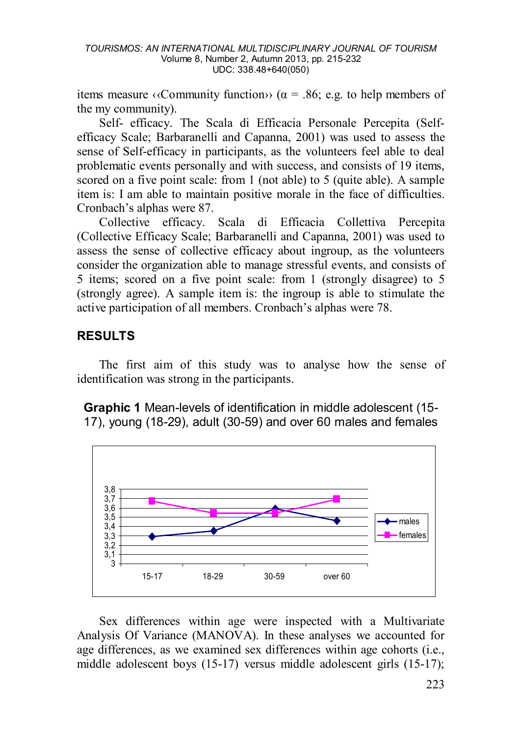items measure ‹‹Community function›› (α = .86; e.g. to help members of the my community).

Self- efficacy. The Scala di Efficacia Personale Percepita (Self-efficacy Scale; Barbaranelli and Capanna, 2001) was used to assess the sense of Self-efficacy in participants, as the volunteers feel able to deal problematic events personally and with success, and consists of 19 items, scored on a five point scale: from 1 (not able) to 5 (quite able). A sample item is: I am able to maintain positive morale in the face of difficulties. Cronbach's alphas were 87.

Collective efficacy. Scala di Efficacia Collettiva Percepita (Collective Efficacy Scale; Barbaranelli and Capanna, 2001) was used to assess the sense of collective efficacy about ingroup, as the volunteers consider the organization able to manage stressful events, and consists of 5 items; scored on a five point scale: from 1 (strongly disagree) to 5 (strongly agree). A sample item is: the ingroup is able to stimulate the active participation of all members. Cronbach's alphas were 78.

## RESULTS

The first aim of this study was to analyse how the sense of identification was strong in the participants.

**Graphic 1** Mean-levels of identification in middle adolescent (15-17), young (18-29), adult (30-59) and over 60 males and females

3,8
3,7
3,6
3,5
3,4
3,3
3,2
3,1
3

15-17
18-29
30-59
over 60

males
females

Sex differences within age were inspected with a Multivariate Analysis Of Variance (MANOVA). In these analyses we accounted for age differences, as we examined sex differences within age cohorts (i.e., middle adolescent boys (15-17) versus middle adolescent girls (15-17);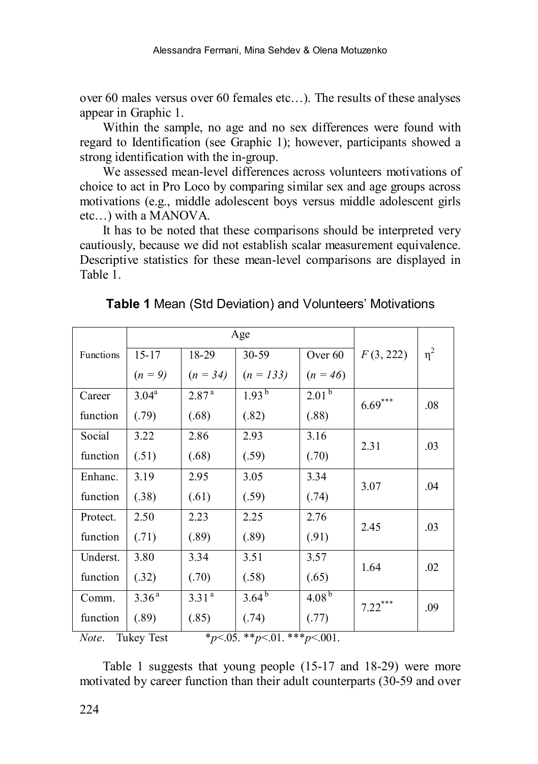over 60 males versus over 60 females etc…). The results of these analyses appear in Graphic 1.

Within the sample, no age and no sex differences were found with regard to Identification (see Graphic 1); however, participants showed a strong identification with the in-group.

We assessed mean-level differences across volunteers motivations of choice to act in Pro Loco by comparing similar sex and age groups across motivations (e.g., middle adolescent boys versus middle adolescent girls etc…) with a MANOVA.

It has to be noted that these comparisons should be interpreted very cautiously, because we did not establish scalar measurement equivalence. Descriptive statistics for these mean-level comparisons are displayed in Table 1.

**Table 1** Mean (Std Deviation) and Volunteers' Motivations

| Functions | Age | | | | $F$ (3, 222) | $\eta^2$ |
|---|---|---|---|---|---|---|
| | 15-17 ($n = 9$) | 18-29 ($n = 34$) | 30-59 ($n = 133$) | Over 60 ($n = 46$) | | |
| Career function | $3.04^a$ (.79) | $2.87^a$ (.68) | $1.93^b$ (.82) | $2.01^b$ (.88) | $6.69^{***}$ | .08 |
| Social function | 3.22 (.51) | 2.86 (.68) | 2.93 (.59) | 3.16 (.70) | 2.31 | .03 |
| Enhanc. function | 3.19 (.38) | 2.95 (.61) | 3.05 (.59) | 3.34 (.74) | 3.07 | .04 |
| Protect. function | 2.50 (.71) | 2.23 (.89) | 2.25 (.89) | 2.76 (.91) | 2.45 | .03 |
| Underst. function | 3.80 (.32) | 3.34 (.70) | 3.51 (.58) | 3.57 (.65) | 1.64 | .02 |
| Comm. function | $3.36^a$ (.89) | $3.31^a$ (.85) | $3.64^b$ (.74) | $4.08^b$ (.77) | $7.22^{***}$ | .09 |

*Note*. Tukey Test $^*p<.05$. $^{**}p<.01$. $^{***}p<.001$.

Table 1 suggests that young people (15-17 and 18-29) were more motivated by career function than their adult counterparts (30-59 and over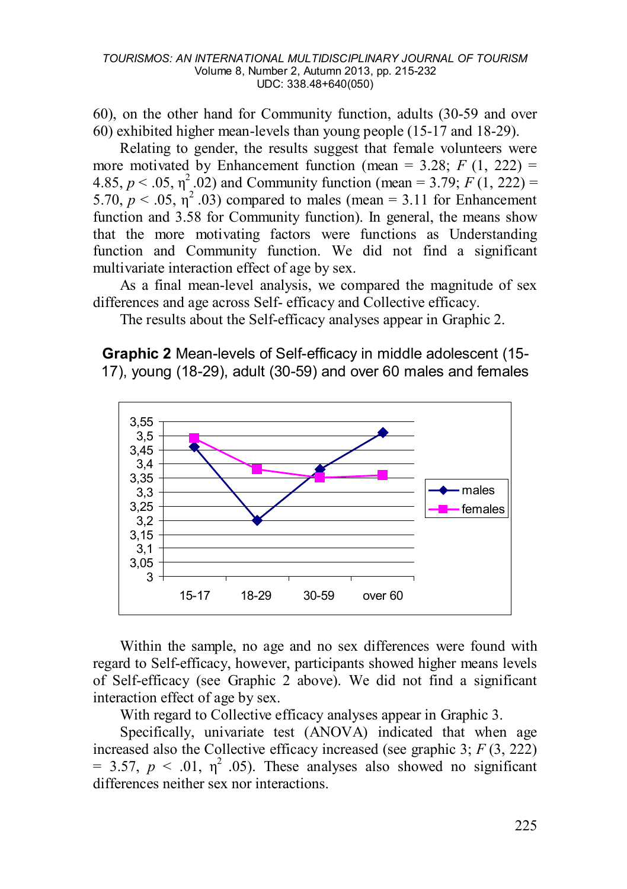60), on the other hand for Community function, adults (30-59 and over 60) exhibited higher mean-levels than young people (15-17 and 18-29).

Relating to gender, the results suggest that female volunteers were more motivated by Enhancement function (mean = 3.28; $F$ (1, 222) = 4.85, $p < .05$, $\eta^2$ .02) and Community function (mean = 3.79; $F$ (1, 222) = 5.70, $p < .05$, $\eta^2$ .03) compared to males (mean = 3.11 for Enhancement function and 3.58 for Community function). In general, the means show that the more motivating factors were functions as Understanding function and Community function. We did not find a significant multivariate interaction effect of age by sex.

As a final mean-level analysis, we compared the magnitude of sex differences and age across Self- efficacy and Collective efficacy.

The results about the Self-efficacy analyses appear in Graphic 2.

**Graphic 2** Mean-levels of Self-efficacy in middle adolescent (15-17), young (18-29), adult (30-59) and over 60 males and females

3,55
3,5
3,45
3,4
3,35
3,3
3,25
3,2
3,15
3,1
3,05
3

15-17
18-29
30-59
over 60

males
females

Within the sample, no age and no sex differences were found with regard to Self-efficacy, however, participants showed higher means levels of Self-efficacy (see Graphic 2 above). We did not find a significant interaction effect of age by sex.

With regard to Collective efficacy analyses appear in Graphic 3.

Specifically, univariate test (ANOVA) indicated that when age increased also the Collective efficacy increased (see graphic 3; $F$ (3, 222) = 3.57, $p < .01$, $\eta^2$ .05). These analyses also showed no significant differences neither sex nor interactions.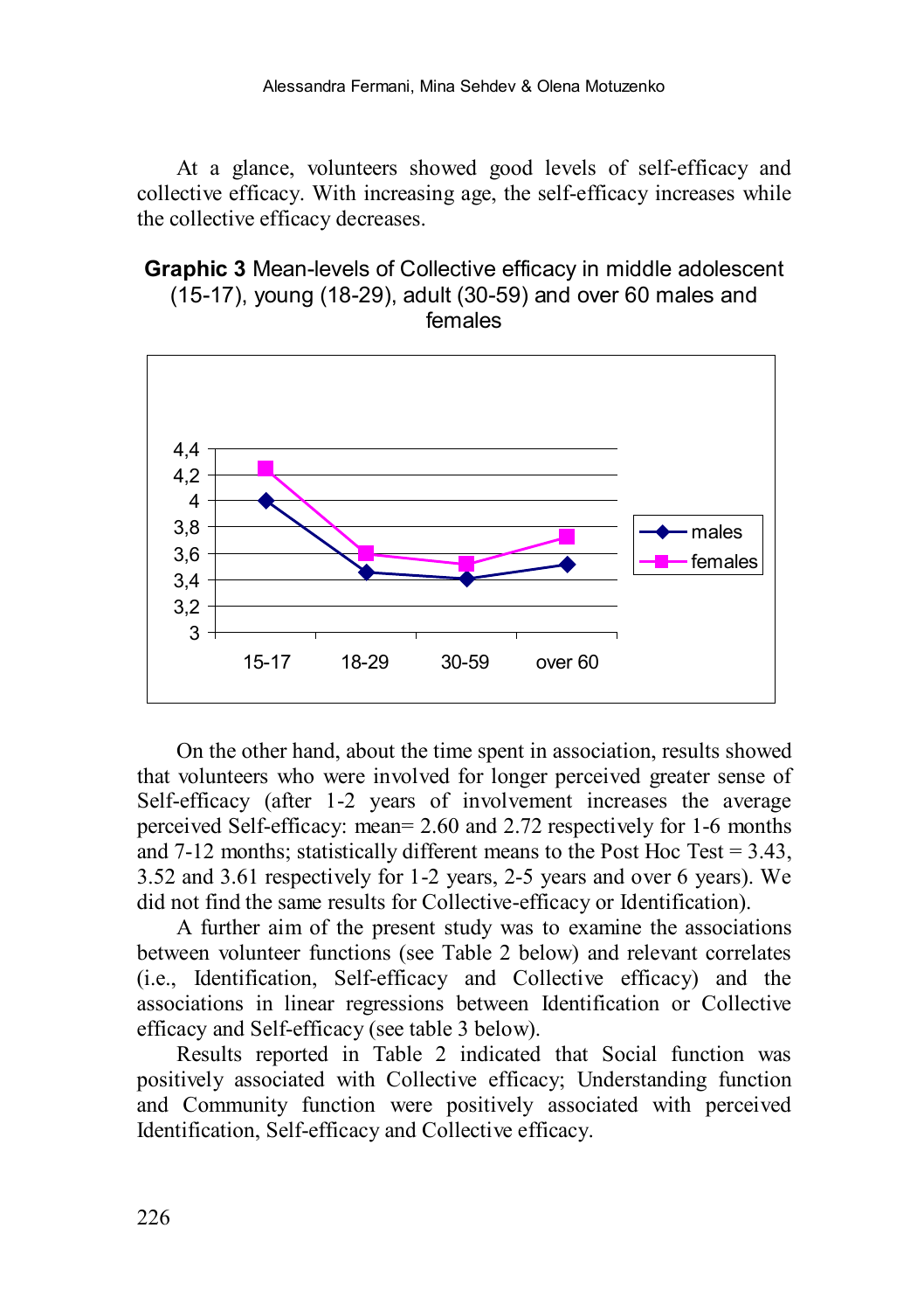At a glance, volunteers showed good levels of self-efficacy and collective efficacy. With increasing age, the self-efficacy increases while the collective efficacy decreases.

**Graphic 3** Mean-levels of Collective efficacy in middle adolescent (15-17), young (18-29), adult (30-59) and over 60 males and females

4,4
4,2
4
3,8
3,6
3,4
3,2
3

15-17
18-29
30-59
over 60

males
females

On the other hand, about the time spent in association, results showed that volunteers who were involved for longer perceived greater sense of Self-efficacy (after 1-2 years of involvement increases the average perceived Self-efficacy: mean= 2.60 and 2.72 respectively for 1-6 months and 7-12 months; statistically different means to the Post Hoc Test = 3.43, 3.52 and 3.61 respectively for 1-2 years, 2-5 years and over 6 years). We did not find the same results for Collective-efficacy or Identification).

A further aim of the present study was to examine the associations between volunteer functions (see Table 2 below) and relevant correlates (i.e., Identification, Self-efficacy and Collective efficacy) and the associations in linear regressions between Identification or Collective efficacy and Self-efficacy (see table 3 below).

Results reported in Table 2 indicated that Social function was positively associated with Collective efficacy; Understanding function and Community function were positively associated with perceived Identification, Self-efficacy and Collective efficacy.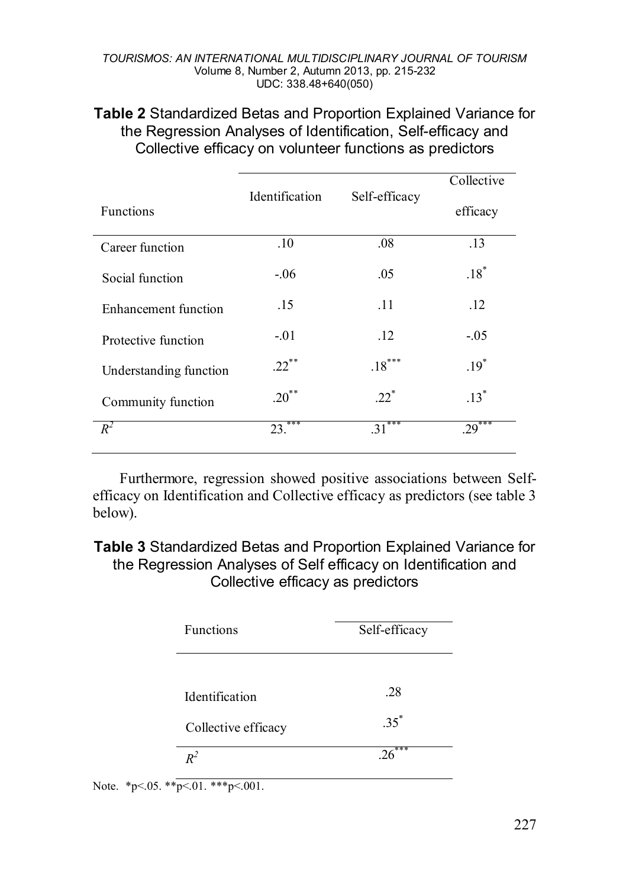**Table 2** Standardized Betas and Proportion Explained Variance for the Regression Analyses of Identification, Self-efficacy and Collective efficacy on volunteer functions as predictors

| Functions | Identification | Self-efficacy | Collective efficacy |
|---|---|---|---|
| Career function | .10 | .08 | .13 |
| Social function | -.06 | .05 | .18* |
| Enhancement function | .15 | .11 | .12 |
| Protective function | -.01 | .12 | -.05 |
| Understanding function | .22** | .18*** | .19* |
| Community function | .20** | .22* | .13* |
| $R^2$ | 23.*** | .31*** | .29*** |

Furthermore, regression showed positive associations between Self-efficacy on Identification and Collective efficacy as predictors (see table 3 below).

**Table 3** Standardized Betas and Proportion Explained Variance for the Regression Analyses of Self efficacy on Identification and Collective efficacy as predictors

| Functions | Self-efficacy |
|---|---|
| Identification | .28 |
| Collective efficacy | .35* |
| $R^2$ | .26*** |

Note. *p<.05. **p<.01. ***p<.001.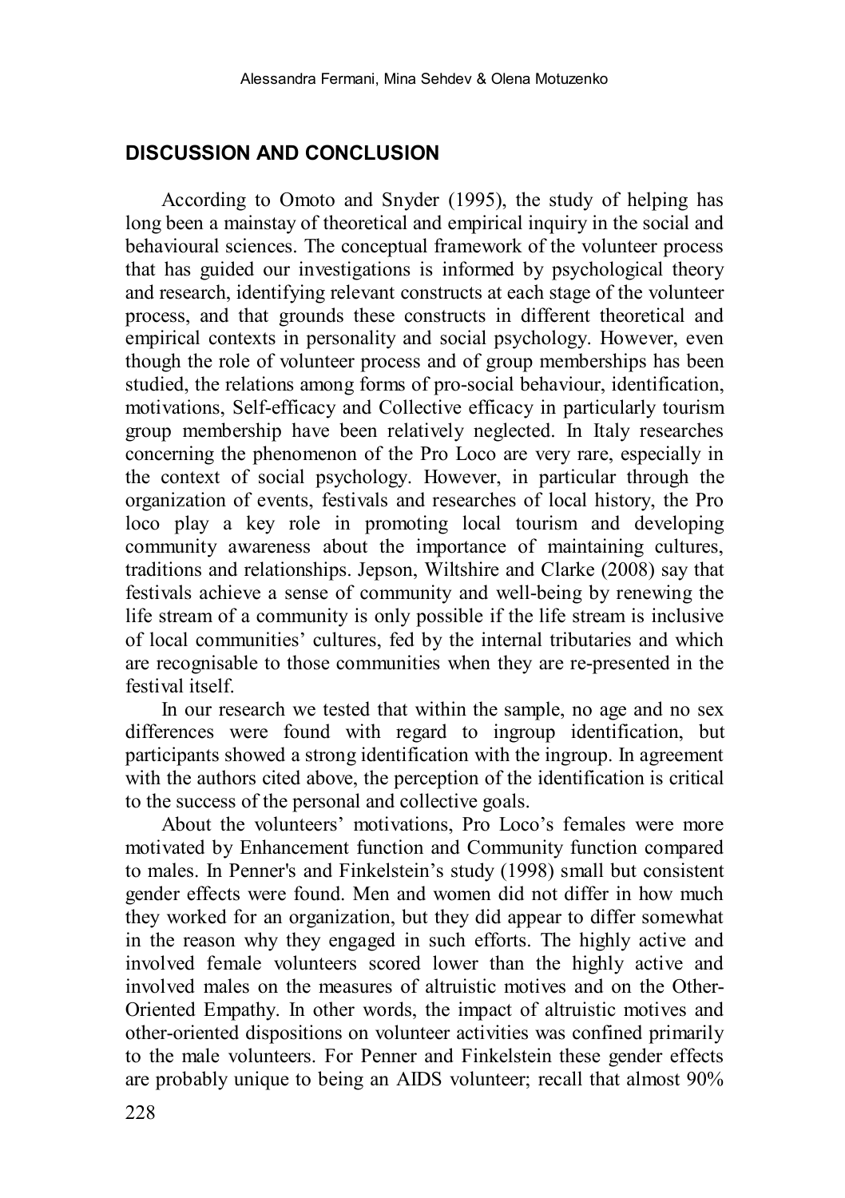## DISCUSSION AND CONCLUSION

According to Omoto and Snyder (1995), the study of helping has long been a mainstay of theoretical and empirical inquiry in the social and behavioural sciences. The conceptual framework of the volunteer process that has guided our investigations is informed by psychological theory and research, identifying relevant constructs at each stage of the volunteer process, and that grounds these constructs in different theoretical and empirical contexts in personality and social psychology. However, even though the role of volunteer process and of group memberships has been studied, the relations among forms of pro-social behaviour, identification, motivations, Self-efficacy and Collective efficacy in particularly tourism group membership have been relatively neglected. In Italy researches concerning the phenomenon of the Pro Loco are very rare, especially in the context of social psychology. However, in particular through the organization of events, festivals and researches of local history, the Pro loco play a key role in promoting local tourism and developing community awareness about the importance of maintaining cultures, traditions and relationships. Jepson, Wiltshire and Clarke (2008) say that festivals achieve a sense of community and well-being by renewing the life stream of a community is only possible if the life stream is inclusive of local communities' cultures, fed by the internal tributaries and which are recognisable to those communities when they are re-presented in the festival itself.

In our research we tested that within the sample, no age and no sex differences were found with regard to ingroup identification, but participants showed a strong identification with the ingroup. In agreement with the authors cited above, the perception of the identification is critical to the success of the personal and collective goals.

About the volunteers' motivations, Pro Loco's females were more motivated by Enhancement function and Community function compared to males. In Penner's and Finkelstein's study (1998) small but consistent gender effects were found. Men and women did not differ in how much they worked for an organization, but they did appear to differ somewhat in the reason why they engaged in such efforts. The highly active and involved female volunteers scored lower than the highly active and involved males on the measures of altruistic motives and on the Other-Oriented Empathy. In other words, the impact of altruistic motives and other-oriented dispositions on volunteer activities was confined primarily to the male volunteers. For Penner and Finkelstein these gender effects are probably unique to being an AIDS volunteer; recall that almost 90%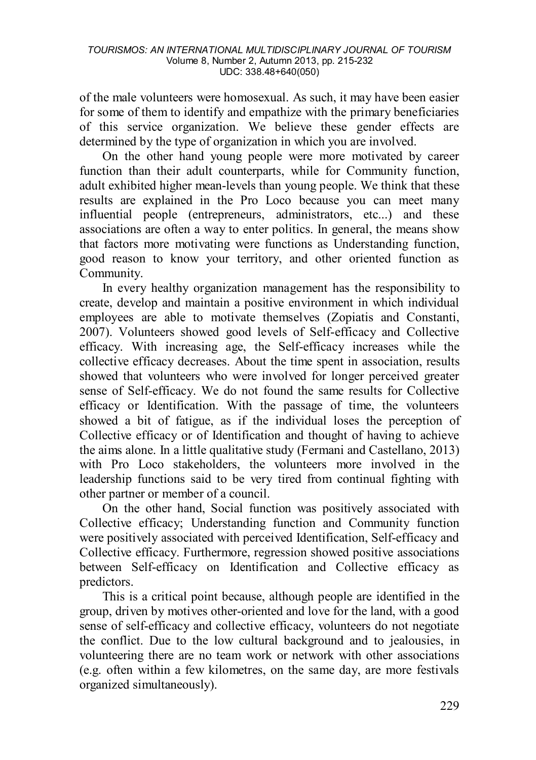of the male volunteers were homosexual. As such, it may have been easier for some of them to identify and empathize with the primary beneficiaries of this service organization. We believe these gender effects are determined by the type of organization in which you are involved.

On the other hand young people were more motivated by career function than their adult counterparts, while for Community function, adult exhibited higher mean-levels than young people. We think that these results are explained in the Pro Loco because you can meet many influential people (entrepreneurs, administrators, etc...) and these associations are often a way to enter politics. In general, the means show that factors more motivating were functions as Understanding function, good reason to know your territory, and other oriented function as Community.

In every healthy organization management has the responsibility to create, develop and maintain a positive environment in which individual employees are able to motivate themselves (Zopiatis and Constanti, 2007). Volunteers showed good levels of Self-efficacy and Collective efficacy. With increasing age, the Self-efficacy increases while the collective efficacy decreases. About the time spent in association, results showed that volunteers who were involved for longer perceived greater sense of Self-efficacy. We do not found the same results for Collective efficacy or Identification. With the passage of time, the volunteers showed a bit of fatigue, as if the individual loses the perception of Collective efficacy or of Identification and thought of having to achieve the aims alone. In a little qualitative study (Fermani and Castellano, 2013) with Pro Loco stakeholders, the volunteers more involved in the leadership functions said to be very tired from continual fighting with other partner or member of a council.

On the other hand, Social function was positively associated with Collective efficacy; Understanding function and Community function were positively associated with perceived Identification, Self-efficacy and Collective efficacy. Furthermore, regression showed positive associations between Self-efficacy on Identification and Collective efficacy as predictors.

This is a critical point because, although people are identified in the group, driven by motives other-oriented and love for the land, with a good sense of self-efficacy and collective efficacy, volunteers do not negotiate the conflict. Due to the low cultural background and to jealousies, in volunteering there are no team work or network with other associations (e.g. often within a few kilometres, on the same day, are more festivals organized simultaneously).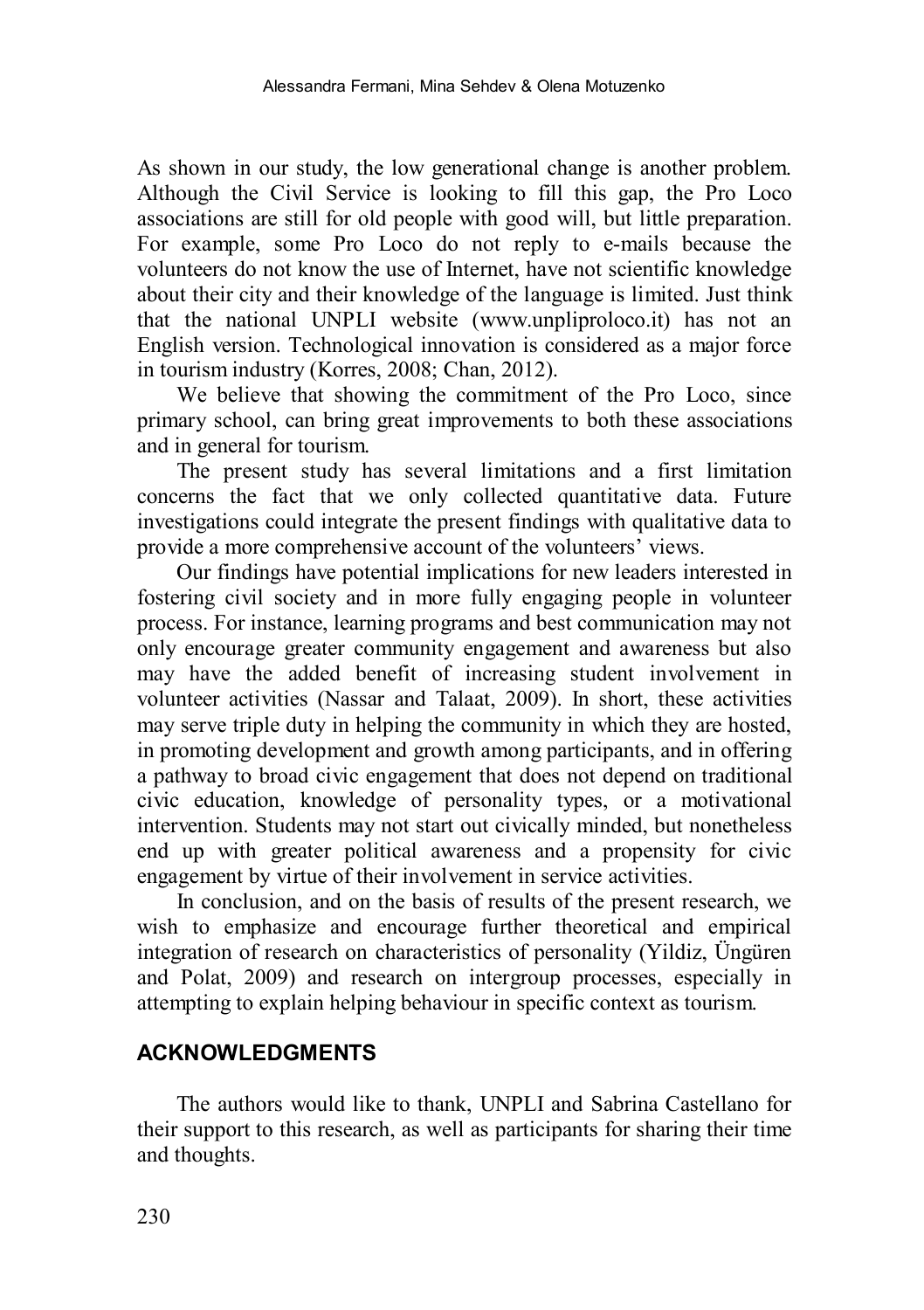As shown in our study, the low generational change is another problem. Although the Civil Service is looking to fill this gap, the Pro Loco associations are still for old people with good will, but little preparation. For example, some Pro Loco do not reply to e-mails because the volunteers do not know the use of Internet, have not scientific knowledge about their city and their knowledge of the language is limited. Just think that the national UNPLI website (www.unpliproloco.it) has not an English version. Technological innovation is considered as a major force in tourism industry (Korres, 2008; Chan, 2012).

We believe that showing the commitment of the Pro Loco, since primary school, can bring great improvements to both these associations and in general for tourism.

The present study has several limitations and a first limitation concerns the fact that we only collected quantitative data. Future investigations could integrate the present findings with qualitative data to provide a more comprehensive account of the volunteers' views.

Our findings have potential implications for new leaders interested in fostering civil society and in more fully engaging people in volunteer process. For instance, learning programs and best communication may not only encourage greater community engagement and awareness but also may have the added benefit of increasing student involvement in volunteer activities (Nassar and Talaat, 2009). In short, these activities may serve triple duty in helping the community in which they are hosted, in promoting development and growth among participants, and in offering a pathway to broad civic engagement that does not depend on traditional civic education, knowledge of personality types, or a motivational intervention. Students may not start out civically minded, but nonetheless end up with greater political awareness and a propensity for civic engagement by virtue of their involvement in service activities.

In conclusion, and on the basis of results of the present research, we wish to emphasize and encourage further theoretical and empirical integration of research on characteristics of personality (Yildiz, Üngüren and Polat, 2009) and research on intergroup processes, especially in attempting to explain helping behaviour in specific context as tourism.

## ACKNOWLEDGMENTS

The authors would like to thank, UNPLI and Sabrina Castellano for their support to this research, as well as participants for sharing their time and thoughts.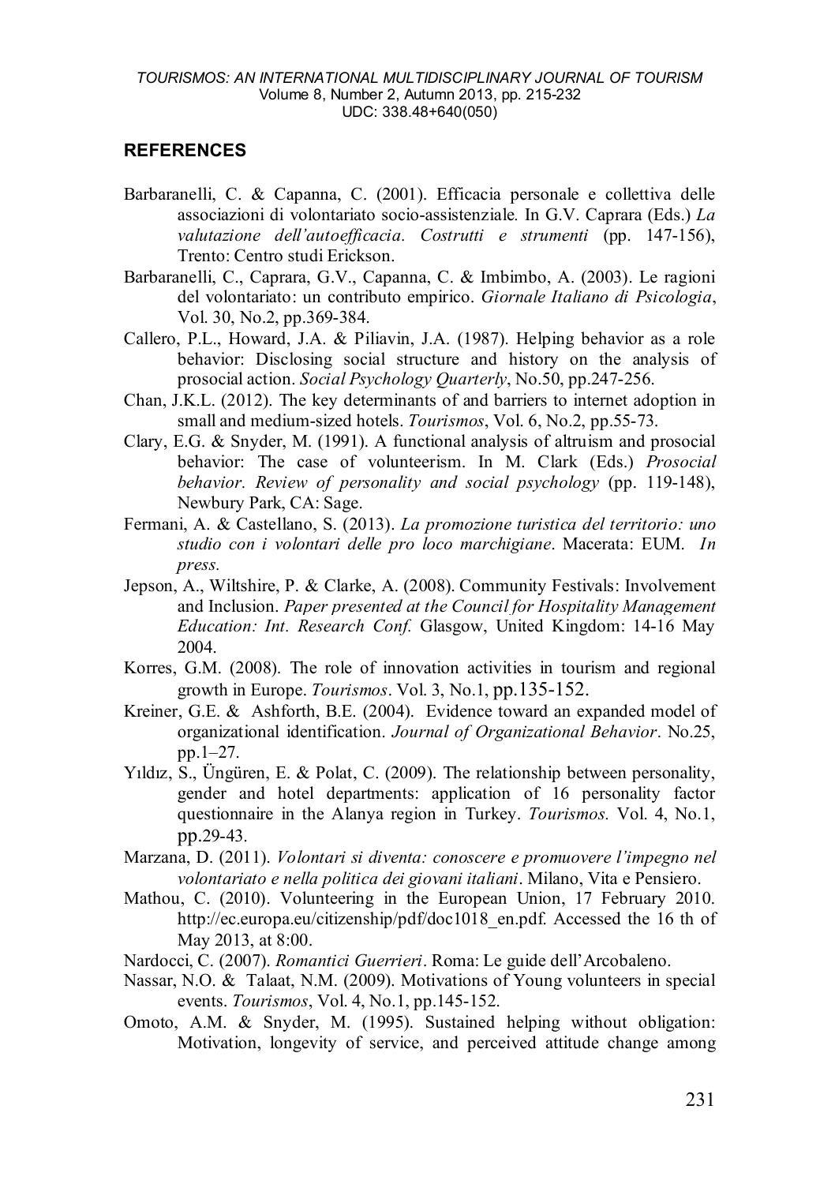## REFERENCES

Barbaranelli, C. & Capanna, C. (2001). Efficacia personale e collettiva delle associazioni di volontariato socio-assistenziale. In G.V. Caprara (Eds.) *La valutazione dell'autoefficacia. Costrutti e strumenti* (pp. 147-156), Trento: Centro studi Erickson.

Barbaranelli, C., Caprara, G.V., Capanna, C. & Imbimbo, A. (2003). Le ragioni del volontariato: un contributo empirico. *Giornale Italiano di Psicologia*, Vol. 30, No.2, pp.369-384.

Callero, P.L., Howard, J.A. & Piliavin, J.A. (1987). Helping behavior as a role behavior: Disclosing social structure and history on the analysis of prosocial action. *Social Psychology Quarterly*, No.50, pp.247-256.

Chan, J.K.L. (2012). The key determinants of and barriers to internet adoption in small and medium-sized hotels. *Tourismos*, Vol. 6, No.2, pp.55-73.

Clary, E.G. & Snyder, M. (1991). A functional analysis of altruism and prosocial behavior: The case of volunteerism. In M. Clark (Eds.) *Prosocial behavior. Review of personality and social psychology* (pp. 119-148), Newbury Park, CA: Sage.

Fermani, A. & Castellano, S. (2013). *La promozione turistica del territorio: uno studio con i volontari delle pro loco marchigiane*. Macerata: EUM. *In press.*

Jepson, A., Wiltshire, P. & Clarke, A. (2008). Community Festivals: Involvement and Inclusion. *Paper presented at the Council for Hospitality Management Education: Int. Research Conf.* Glasgow, United Kingdom: 14-16 May 2004.

Korres, G.M. (2008). The role of innovation activities in tourism and regional growth in Europe. *Tourismos*. Vol. 3, No.1, pp.135-152.

Kreiner, G.E. & Ashforth, B.E. (2004). Evidence toward an expanded model of organizational identification. *Journal of Organizational Behavior*. No.25, pp.1–27.

Yıldız, S., Üngüren, E. & Polat, C. (2009). The relationship between personality, gender and hotel departments: application of 16 personality factor questionnaire in the Alanya region in Turkey. *Tourismos.* Vol. 4, No.1, pp.29-43.

Marzana, D. (2011). *Volontari si diventa: conoscere e promuovere l'impegno nel volontariato e nella politica dei giovani italiani*. Milano, Vita e Pensiero.

Mathou, C. (2010). Volunteering in the European Union, 17 February 2010. http://ec.europa.eu/citizenship/pdf/doc1018_en.pdf. Accessed the 16 th of May 2013, at 8:00.

Nardocci, C. (2007). *Romantici Guerrieri*. Roma: Le guide dell'Arcobaleno.

Nassar, N.O. & Talaat, N.M. (2009). Motivations of Young volunteers in special events. *Tourismos*, Vol. 4, No.1, pp.145-152.

Omoto, A.M. & Snyder, M. (1995). Sustained helping without obligation: Motivation, longevity of service, and perceived attitude change among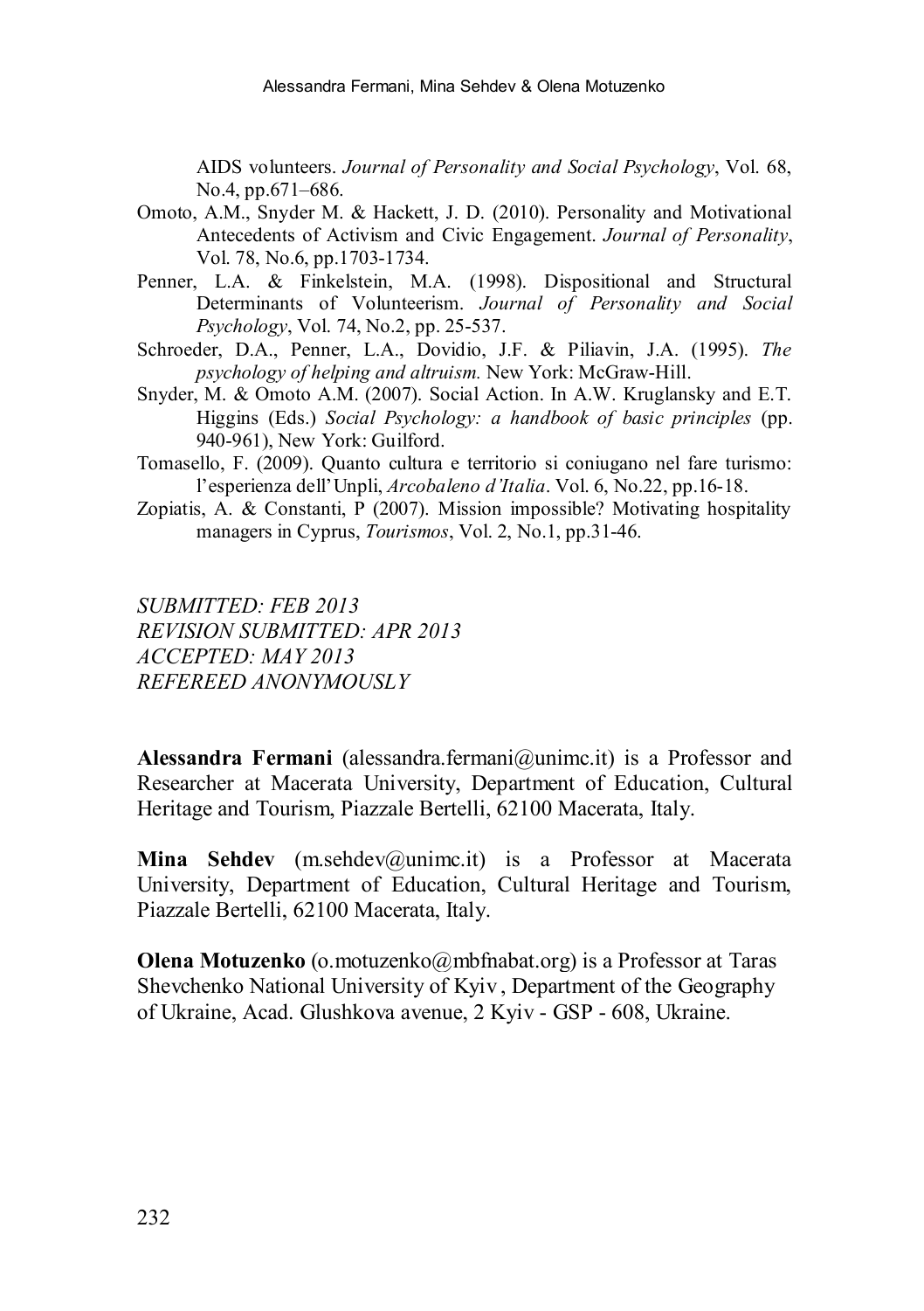AIDS volunteers. *Journal of Personality and Social Psychology*, Vol. 68, No.4, pp.671–686.

Omoto, A.M., Snyder M. & Hackett, J. D. (2010). Personality and Motivational Antecedents of Activism and Civic Engagement. *Journal of Personality*, Vol. 78, No.6, pp.1703-1734.

Penner, L.A. & Finkelstein, M.A. (1998). Dispositional and Structural Determinants of Volunteerism. *Journal of Personality and Social Psychology*, Vol. 74, No.2, pp. 25-537.

Schroeder, D.A., Penner, L.A., Dovidio, J.F. & Piliavin, J.A. (1995). *The psychology of helping and altruism.* New York: McGraw-Hill.

Snyder, M. & Omoto A.M. (2007). Social Action. In A.W. Kruglansky and E.T. Higgins (Eds.) *Social Psychology: a handbook of basic principles* (pp. 940-961), New York: Guilford.

Tomasello, F. (2009). Quanto cultura e territorio si coniugano nel fare turismo: l'esperienza dell'Unpli, *Arcobaleno d'Italia*. Vol. 6, No.22, pp.16-18.

Zopiatis, A. & Constanti, P (2007). Mission impossible? Motivating hospitality managers in Cyprus, *Tourismos*, Vol. 2, No.1, pp.31-46.

*SUBMITTED: FEB 2013*
*REVISION SUBMITTED: APR 2013*
*ACCEPTED: MAY 2013*
*REFEREED ANONYMOUSLY*

**Alessandra Fermani** (alessandra.fermani@unimc.it) is a Professor and Researcher at Macerata University, Department of Education, Cultural Heritage and Tourism, Piazzale Bertelli, 62100 Macerata, Italy.

**Mina Sehdev** (m.sehdev@unimc.it) is a Professor at Macerata University, Department of Education, Cultural Heritage and Tourism, Piazzale Bertelli, 62100 Macerata, Italy.

**Olena Motuzenko** (o.motuzenko@mbfnabat.org) is a Professor at Taras Shevchenko National University of Kyiv , Department of the Geography of Ukraine, Acad. Glushkova avenue, 2 Kyiv - GSP - 608, Ukraine.